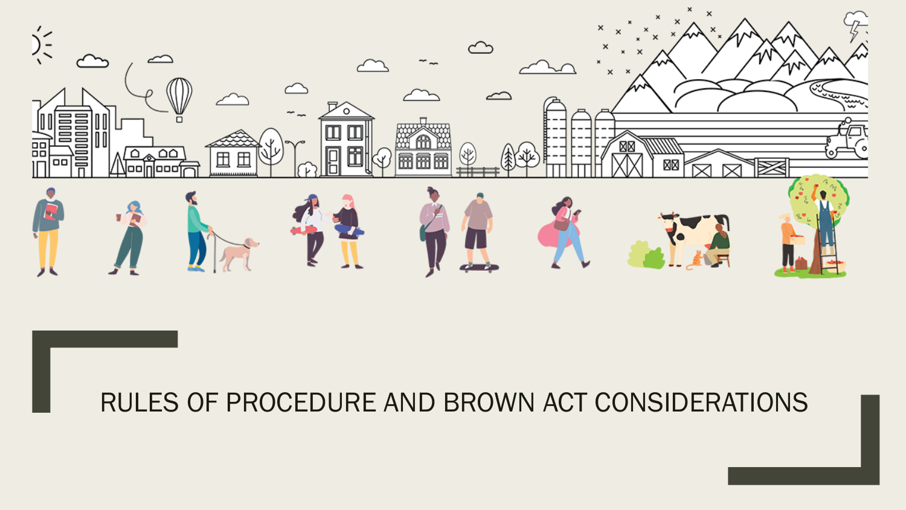# RULES OF PROCEDURE AND BROWN ACT CONSIDERATIONS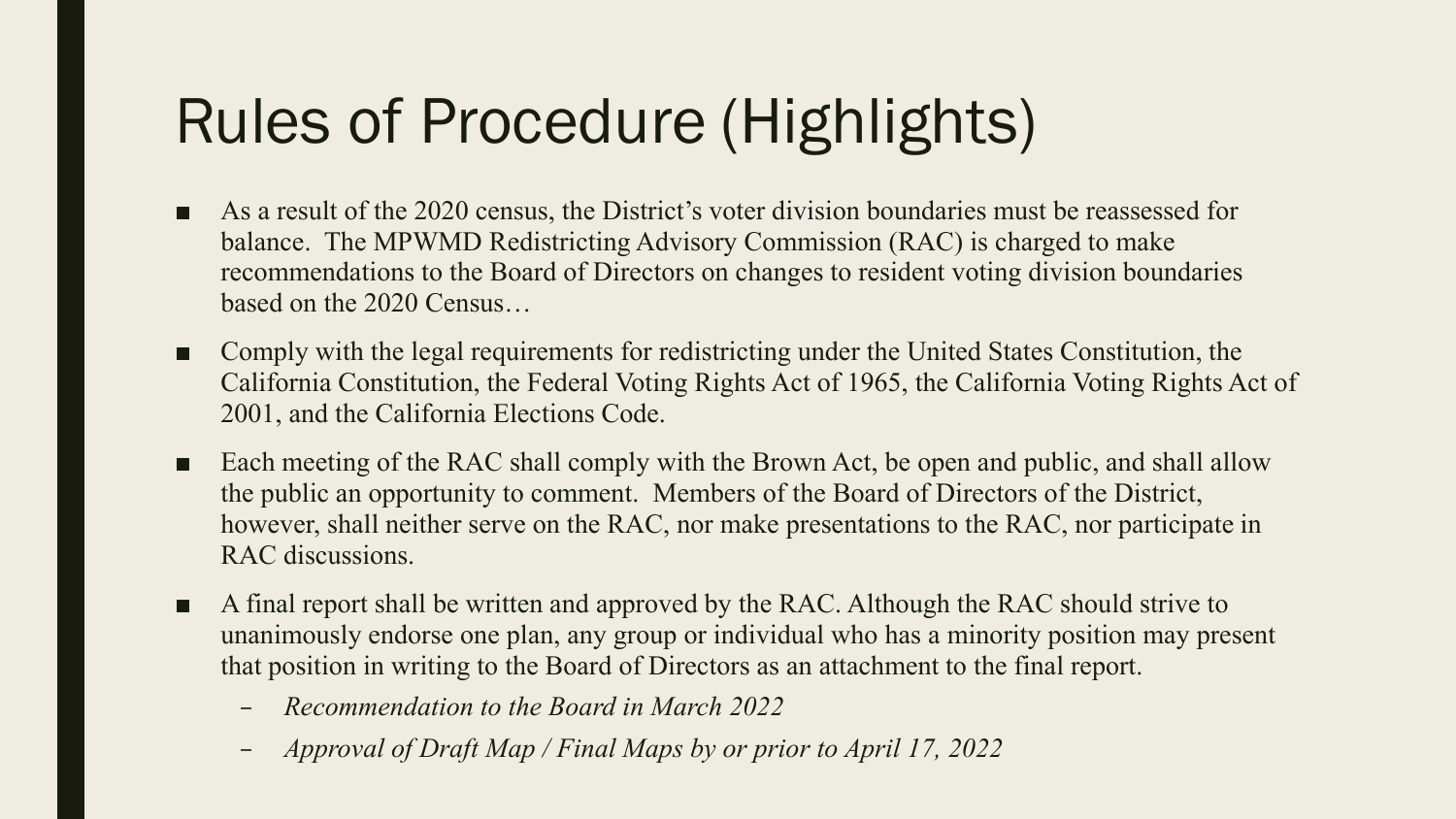# Rules of Procedure (Highlights)

- As a result of the 2020 census, the District's voter division boundaries must be reassessed for balance. The MPWMD Redistricting Advisory Commission (RAC) is charged to make recommendations to the Board of Directors on changes to resident voting division boundaries based on the 2020 Census…
- Comply with the legal requirements for redistricting under the United States Constitution, the California Constitution, the Federal Voting Rights Act of 1965, the California Voting Rights Act of 2001, and the California Elections Code.
- Each meeting of the RAC shall comply with the Brown Act, be open and public, and shall allow the public an opportunity to comment. Members of the Board of Directors of the District, however, shall neither serve on the RAC, nor make presentations to the RAC, nor participate in RAC discussions.
- A final report shall be written and approved by the RAC. Although the RAC should strive to unanimously endorse one plan, any group or individual who has a minority position may present that position in writing to the Board of Directors as an attachment to the final report.
  - *Recommendation to the Board in March 2022*
  - *Approval of Draft Map / Final Maps by or prior to April 17, 2022*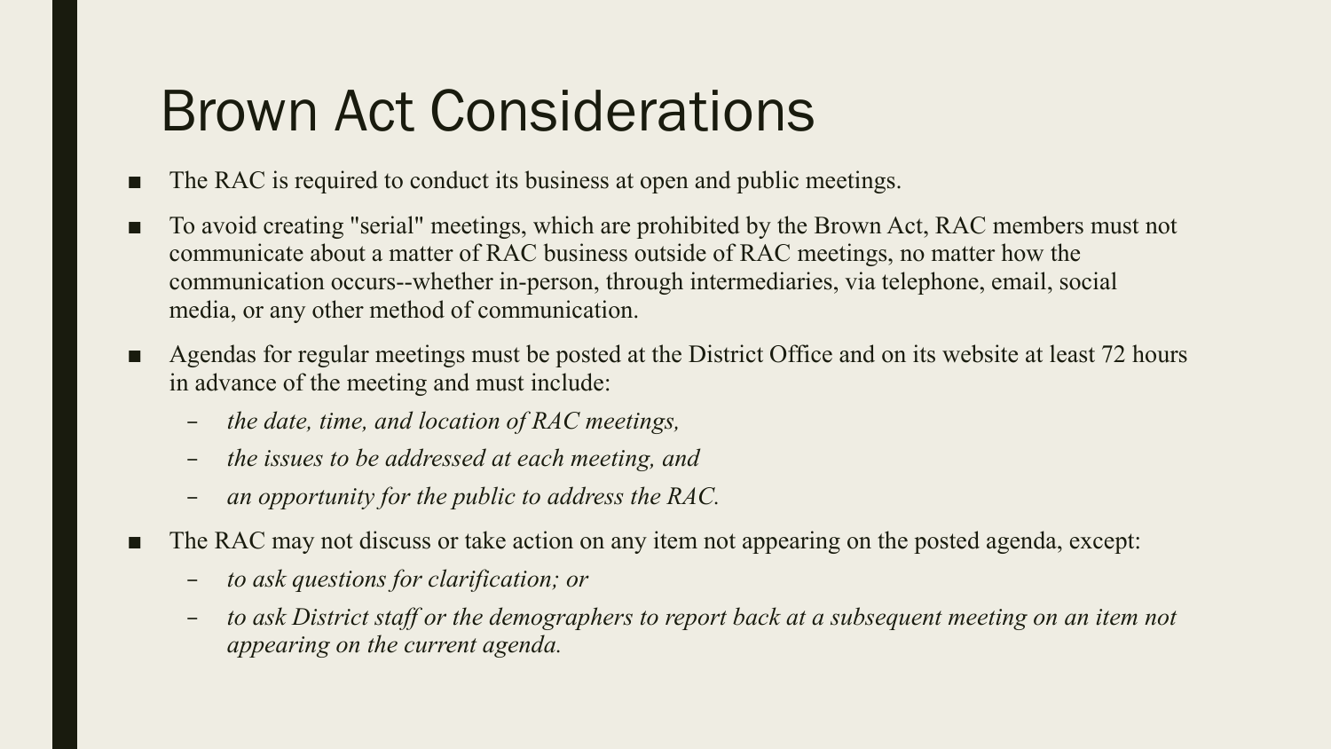# Brown Act Considerations

- The RAC is required to conduct its business at open and public meetings.
- To avoid creating "serial" meetings, which are prohibited by the Brown Act, RAC members must not communicate about a matter of RAC business outside of RAC meetings, no matter how the communication occurs--whether in-person, through intermediaries, via telephone, email, social media, or any other method of communication.
- Agendas for regular meetings must be posted at the District Office and on its website at least 72 hours in advance of the meeting and must include:
  - *the date, time, and location of RAC meetings,*
  - *the issues to be addressed at each meeting, and*
  - *an opportunity for the public to address the RAC.*
- The RAC may not discuss or take action on any item not appearing on the posted agenda, except:
  - *to ask questions for clarification; or*
  - *to ask District staff or the demographers to report back at a subsequent meeting on an item not appearing on the current agenda.*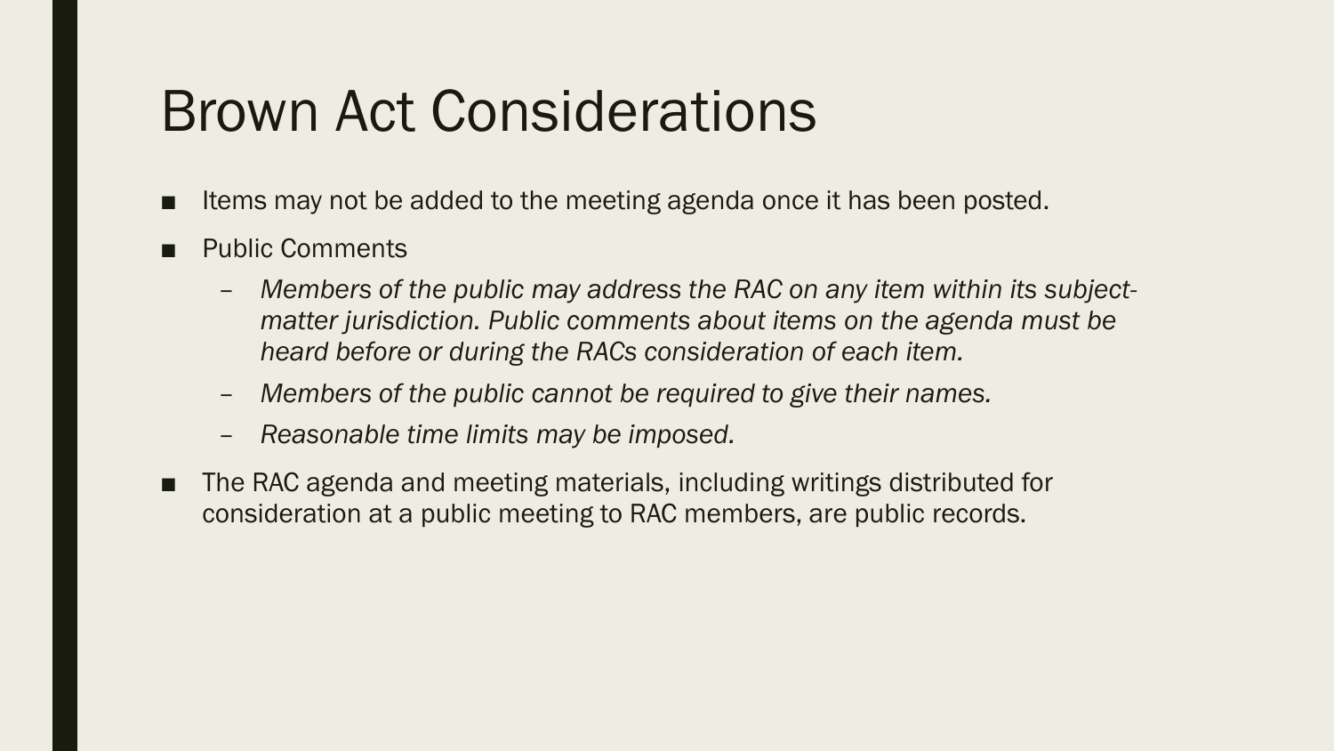# Brown Act Considerations

- Items may not be added to the meeting agenda once it has been posted.
- Public Comments
  - *Members of the public may address the RAC on any item within its subject-matter jurisdiction. Public comments about items on the agenda must be heard before or during the RACs consideration of each item.*
  - *Members of the public cannot be required to give their names.*
  - *Reasonable time limits may be imposed.*
- The RAC agenda and meeting materials, including writings distributed for consideration at a public meeting to RAC members, are public records.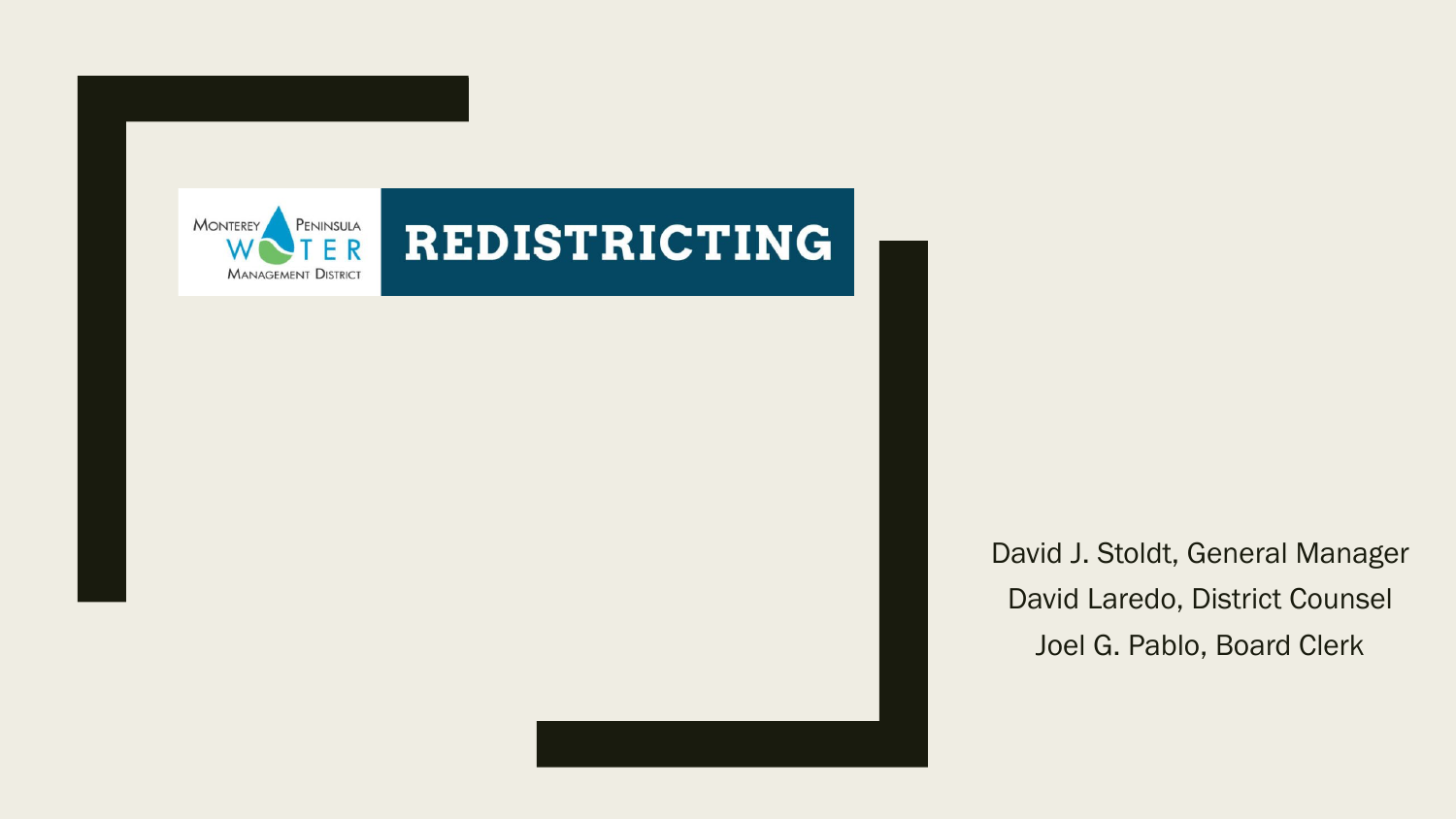Monterey Peninsula Water Management District

# REDISTRICTING

David J. Stoldt, General Manager

David Laredo, District Counsel

Joel G. Pablo, Board Clerk